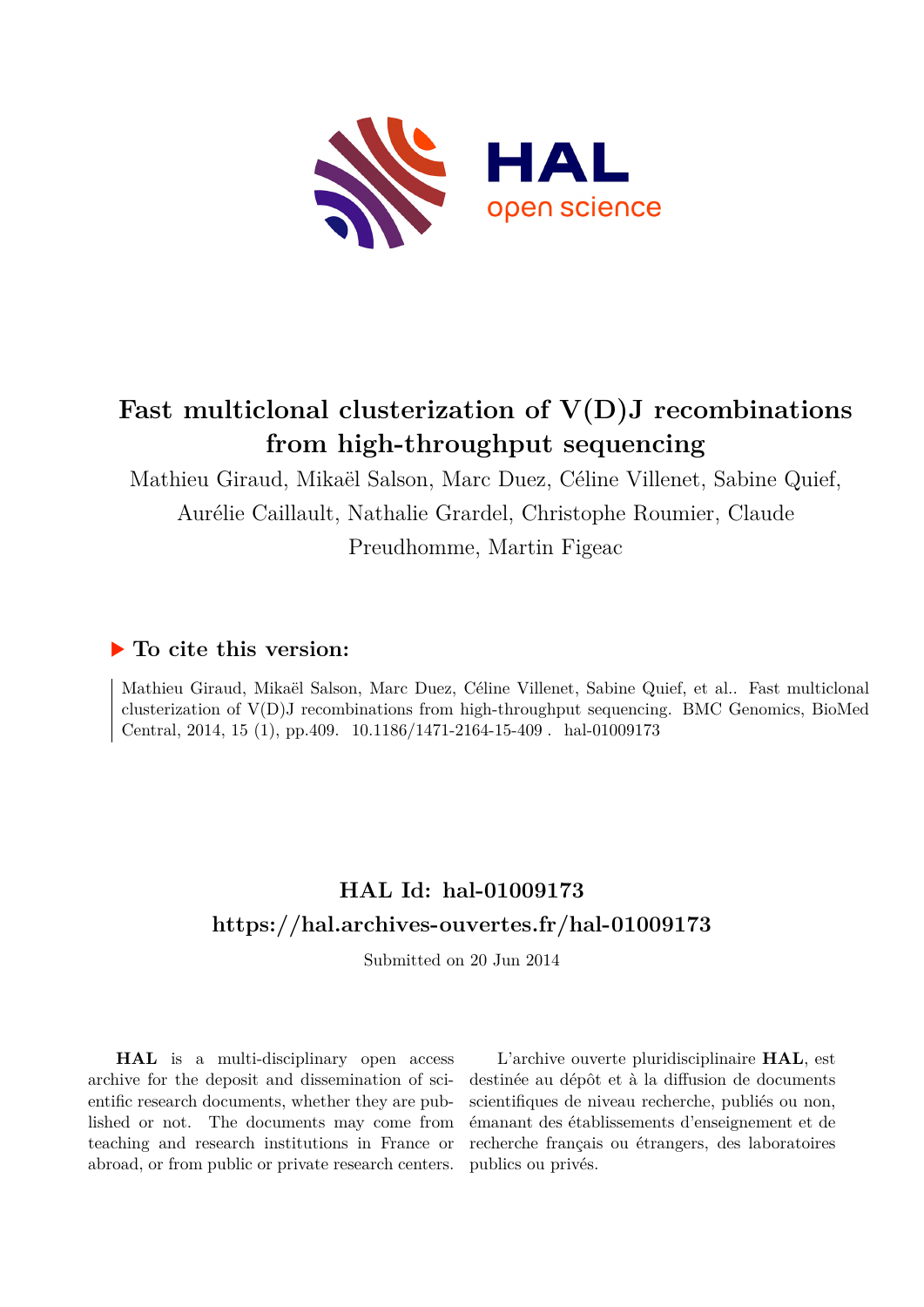# Fast multiclonal clusterization of V(D)J recombinations from high-throughput sequencing

Mathieu Giraud, Mikaël Salson, Marc Duez, Céline Villenet, Sabine Quief, Aurélie Caillault, Nathalie Grardel, Christophe Roumier, Claude Preudhomme, Martin Figeac

## ▶ To cite this version:

Mathieu Giraud, Mikaël Salson, Marc Duez, Céline Villenet, Sabine Quief, et al.. Fast multiclonal clusterization of V(D)J recombinations from high-throughput sequencing. BMC Genomics, BioMed Central, 2014, 15 (1), pp.409. 10.1186/1471-2164-15-409 . hal-01009173

## HAL Id: hal-01009173
## https://hal.archives-ouvertes.fr/hal-01009173

Submitted on 20 Jun 2014

**HAL** is a multi-disciplinary open access archive for the deposit and dissemination of scientific research documents, whether they are published or not. The documents may come from teaching and research institutions in France or abroad, or from public or private research centers.

L'archive ouverte pluridisciplinaire **HAL**, est destinée au dépôt et à la diffusion de documents scientifiques de niveau recherche, publiés ou non, émanant des établissements d'enseignement et de recherche français ou étrangers, des laboratoires publics ou privés.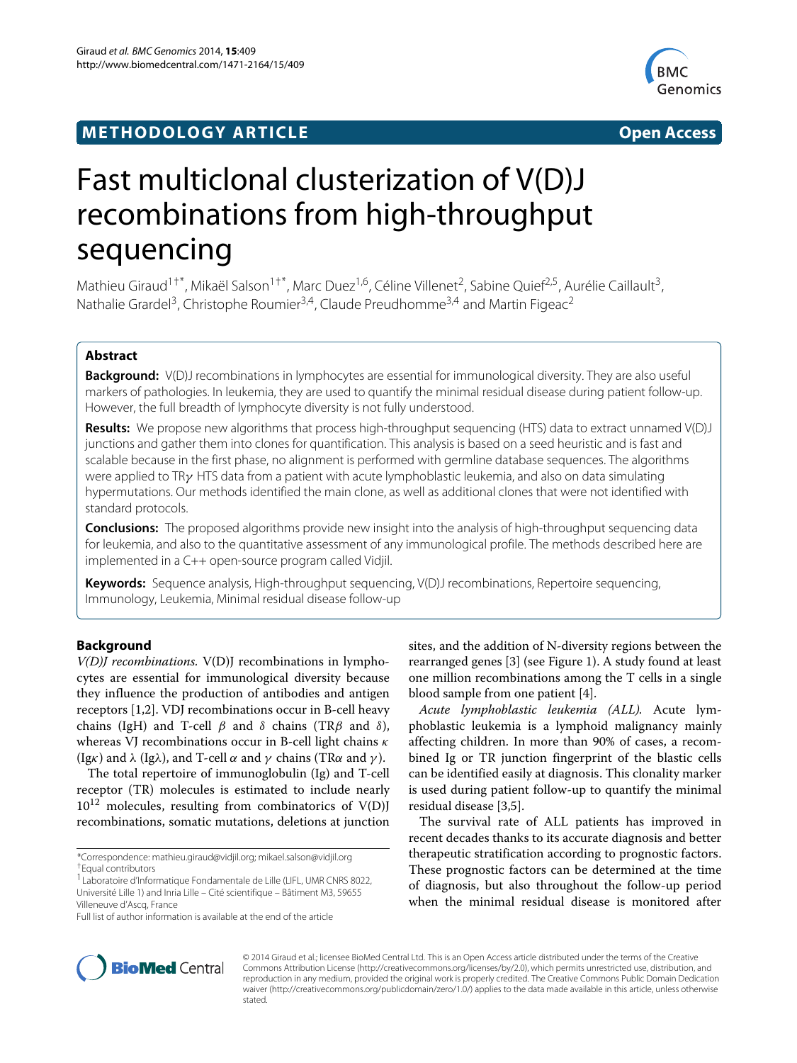# Fast multiclonal clusterization of V(D)J recombinations from high-throughput sequencing

Mathieu Giraud[1†*], Mikaël Salson[1†*], Marc Duez[1,6], Céline Villenet[2], Sabine Quief[2,5], Aurélie Caillault[3], Nathalie Grardel[3], Christophe Roumier[3,4], Claude Preudhomme[3,4] and Martin Figeac[2]

## Abstract

**Background:** V(D)J recombinations in lymphocytes are essential for immunological diversity. They are also useful markers of pathologies. In leukemia, they are used to quantify the minimal residual disease during patient follow-up. However, the full breadth of lymphocyte diversity is not fully understood.

**Results:** We propose new algorithms that process high-throughput sequencing (HTS) data to extract unnamed V(D)J junctions and gather them into clones for quantification. This analysis is based on a seed heuristic and is fast and scalable because in the first phase, no alignment is performed with germline database sequences. The algorithms were applied to TR$\gamma$ HTS data from a patient with acute lymphoblastic leukemia, and also on data simulating hypermutations. Our methods identified the main clone, as well as additional clones that were not identified with standard protocols.

**Conclusions:** The proposed algorithms provide new insight into the analysis of high-throughput sequencing data for leukemia, and also to the quantitative assessment of any immunological profile. The methods described here are implemented in a C++ open-source program called Vidjil.

**Keywords:** Sequence analysis, High-throughput sequencing, V(D)J recombinations, Repertoire sequencing, Immunology, Leukemia, Minimal residual disease follow-up

## Background

*V(D)J recombinations.* V(D)J recombinations in lymphocytes are essential for immunological diversity because they influence the production of antibodies and antigen receptors [1,2]. VDJ recombinations occur in B-cell heavy chains (IgH) and T-cell $\beta$ and $\delta$ chains (TR$\beta$ and $\delta$), whereas VJ recombinations occur in B-cell light chains $\kappa$ (Ig$\kappa$) and $\lambda$ (Ig$\lambda$), and T-cell $\alpha$ and $\gamma$ chains (TR$\alpha$ and $\gamma$).

The total repertoire of immunoglobulin (Ig) and T-cell receptor (TR) molecules is estimated to include nearly $10^{12}$ molecules, resulting from combinatorics of V(D)J recombinations, somatic mutations, deletions at junction sites, and the addition of N-diversity regions between the rearranged genes [3] (see Figure 1). A study found at least one million recombinations among the T cells in a single blood sample from one patient [4].

*Acute lymphoblastic leukemia (ALL).* Acute lymphoblastic leukemia is a lymphoid malignancy mainly affecting children. In more than 90% of cases, a recombined Ig or TR junction fingerprint of the blastic cells can be identified easily at diagnosis. This clonality marker is used during patient follow-up to quantify the minimal residual disease [3,5].

The survival rate of ALL patients has improved in recent decades thanks to its accurate diagnosis and better therapeutic stratification according to prognostic factors. These prognostic factors can be determined at the time of diagnosis, but also throughout the follow-up period when the minimal residual disease is monitored after

*Correspondence: mathieu.giraud@vidjil.org; mikael.salson@vidjil.org
†Equal contributors
[1]Laboratoire d'Informatique Fondamentale de Lille (LIFL, UMR CNRS 8022, Université Lille 1) and Inria Lille – Cité scientifique – Bâtiment M3, 59655 Villeneuve d'Ascq, France
Full list of author information is available at the end of the article

© 2014 Giraud et al.; licensee BioMed Central Ltd. This is an Open Access article distributed under the terms of the Creative Commons Attribution License (http://creativecommons.org/licenses/by/2.0), which permits unrestricted use, distribution, and reproduction in any medium, provided the original work is properly credited. The Creative Commons Public Domain Dedication waiver (http://creativecommons.org/publicdomain/zero/1.0/) applies to the data made available in this article, unless otherwise stated.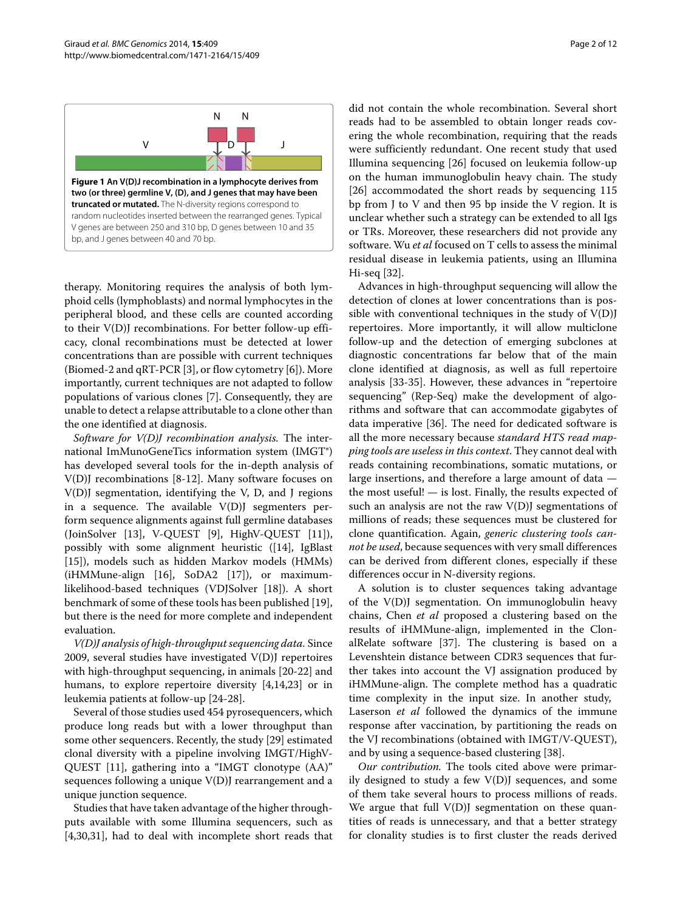N N

V D J

**Figure 1 An V(D)J recombination in a lymphocyte derives from two (or three) germline V, (D), and J genes that may have been truncated or mutated.** The N-diversity regions correspond to random nucleotides inserted between the rearranged genes. Typical V genes are between 250 and 310 bp, D genes between 10 and 35 bp, and J genes between 40 and 70 bp.

therapy. Monitoring requires the analysis of both lymphoid cells (lymphoblasts) and normal lymphocytes in the peripheral blood, and these cells are counted according to their V(D)J recombinations. For better follow-up efficacy, clonal recombinations must be detected at lower concentrations than are possible with current techniques (Biomed-2 and qRT-PCR [3], or flow cytometry [6]). More importantly, current techniques are not adapted to follow populations of various clones [7]. Consequently, they are unable to detect a relapse attributable to a clone other than the one identified at diagnosis.

*Software for V(D)J recombination analysis.* The international ImMunoGeneTics information system (IMGT®) has developed several tools for the in-depth analysis of V(D)J recombinations [8-12]. Many software focuses on V(D)J segmentation, identifying the V, D, and J regions in a sequence. The available V(D)J segmenters perform sequence alignments against full germline databases (JoinSolver [13], V-QUEST [9], HighV-QUEST [11]), possibly with some alignment heuristic ([14], IgBlast [15]), models such as hidden Markov models (HMMs) (iHMMune-align [16], SoDA2 [17]), or maximum-likelihood-based techniques (VDJSolver [18]). A short benchmark of some of these tools has been published [19], but there is the need for more complete and independent evaluation.

*V(D)J analysis of high-throughput sequencing data.* Since 2009, several studies have investigated V(D)J repertoires with high-throughput sequencing, in animals [20-22] and humans, to explore repertoire diversity [4,14,23] or in leukemia patients at follow-up [24-28].

Several of those studies used 454 pyrosequencers, which produce long reads but with a lower throughput than some other sequencers. Recently, the study [29] estimated clonal diversity with a pipeline involving IMGT/HighV-QUEST [11], gathering into a "IMGT clonotype (AA)" sequences following a unique V(D)J rearrangement and a unique junction sequence.

Studies that have taken advantage of the higher throughputs available with some Illumina sequencers, such as [4,30,31], had to deal with incomplete short reads that did not contain the whole recombination. Several short reads had to be assembled to obtain longer reads covering the whole recombination, requiring that the reads were sufficiently redundant. One recent study that used Illumina sequencing [26] focused on leukemia follow-up on the human immunoglobulin heavy chain. The study [26] accommodated the short reads by sequencing 115 bp from J to V and then 95 bp inside the V region. It is unclear whether such a strategy can be extended to all Igs or TRs. Moreover, these researchers did not provide any software. Wu *et al* focused on T cells to assess the minimal residual disease in leukemia patients, using an Illumina Hi-seq [32].

Advances in high-throughput sequencing will allow the detection of clones at lower concentrations than is possible with conventional techniques in the study of V(D)J repertoires. More importantly, it will allow multiclone follow-up and the detection of emerging subclones at diagnostic concentrations far below that of the main clone identified at diagnosis, as well as full repertoire analysis [33-35]. However, these advances in "repertoire sequencing" (Rep-Seq) make the development of algorithms and software that can accommodate gigabytes of data imperative [36]. The need for dedicated software is all the more necessary because *standard HTS read mapping tools are useless in this context*. They cannot deal with reads containing recombinations, somatic mutations, or large insertions, and therefore a large amount of data — the most useful! — is lost. Finally, the results expected of such an analysis are not the raw V(D)J segmentations of millions of reads; these sequences must be clustered for clone quantification. Again, *generic clustering tools cannot be used*, because sequences with very small differences can be derived from different clones, especially if these differences occur in N-diversity regions.

A solution is to cluster sequences taking advantage of the V(D)J segmentation. On immunoglobulin heavy chains, Chen *et al* proposed a clustering based on the results of iHMMune-align, implemented in the ClonalRelate software [37]. The clustering is based on a Levenshtein distance between CDR3 sequences that further takes into account the VJ assignation produced by iHMMune-align. The complete method has a quadratic time complexity in the input size. In another study, Laserson *et al* followed the dynamics of the immune response after vaccination, by partitioning the reads on the VJ recombinations (obtained with IMGT/V-QUEST), and by using a sequence-based clustering [38].

*Our contribution.* The tools cited above were primarily designed to study a few V(D)J sequences, and some of them take several hours to process millions of reads. We argue that full V(D)J segmentation on these quantities of reads is unnecessary, and that a better strategy for clonality studies is to first cluster the reads derived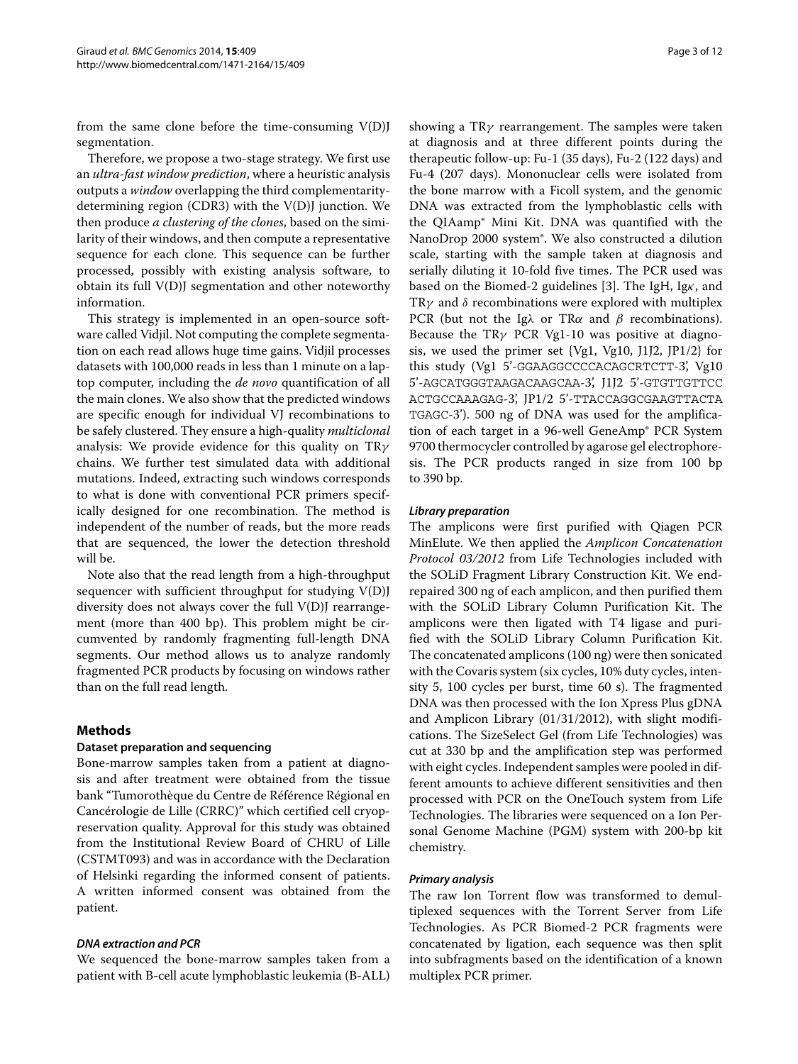from the same clone before the time-consuming V(D)J segmentation.

Therefore, we propose a two-stage strategy. We first use an *ultra-fast window prediction*, where a heuristic analysis outputs a *window* overlapping the third complementarity-determining region (CDR3) with the V(D)J junction. We then produce *a clustering of the clones*, based on the similarity of their windows, and then compute a representative sequence for each clone. This sequence can be further processed, possibly with existing analysis software, to obtain its full V(D)J segmentation and other noteworthy information.

This strategy is implemented in an open-source software called Vidjil. Not computing the complete segmentation on each read allows huge time gains. Vidjil processes datasets with 100,000 reads in less than 1 minute on a laptop computer, including the *de novo* quantification of all the main clones. We also show that the predicted windows are specific enough for individual VJ recombinations to be safely clustered. They ensure a high-quality *multiclonal* analysis: We provide evidence for this quality on TR$\gamma$ chains. We further test simulated data with additional mutations. Indeed, extracting such windows corresponds to what is done with conventional PCR primers specifically designed for one recombination. The method is independent of the number of reads, but the more reads that are sequenced, the lower the detection threshold will be.

Note also that the read length from a high-throughput sequencer with sufficient throughput for studying V(D)J diversity does not always cover the full V(D)J rearrangement (more than 400 bp). This problem might be circumvented by randomly fragmenting full-length DNA segments. Our method allows us to analyze randomly fragmented PCR products by focusing on windows rather than on the full read length.

## Methods

### Dataset preparation and sequencing

Bone-marrow samples taken from a patient at diagnosis and after treatment were obtained from the tissue bank "Tumorothèque du Centre de Référence Régional en Cancérologie de Lille (CRRC)" which certified cell cryopreservation quality. Approval for this study was obtained from the Institutional Review Board of CHRU of Lille (CSTMT093) and was in accordance with the Declaration of Helsinki regarding the informed consent of patients. A written informed consent was obtained from the patient.

#### *DNA extraction and PCR*

We sequenced the bone-marrow samples taken from a patient with B-cell acute lymphoblastic leukemia (B-ALL) showing a TR$\gamma$ rearrangement. The samples were taken at diagnosis and at three different points during the therapeutic follow-up: Fu-1 (35 days), Fu-2 (122 days) and Fu-4 (207 days). Mononuclear cells were isolated from the bone marrow with a Ficoll system, and the genomic DNA was extracted from the lymphoblastic cells with the QIAamp® Mini Kit. DNA was quantified with the NanoDrop 2000 system®. We also constructed a dilution scale, starting with the sample taken at diagnosis and serially diluting it 10-fold five times. The PCR used was based on the Biomed-2 guidelines [3]. The IgH, Ig$\kappa$, and TR$\gamma$ and $\delta$ recombinations were explored with multiplex PCR (but not the Ig$\lambda$ or TR$\alpha$ and $\beta$ recombinations). Because the TR$\gamma$ PCR Vg1-10 was positive at diagnosis, we used the primer set {Vg1, Vg10, J1J2, JP1/2} for this study (Vg1 5'-GGAAGGCCCCACAGCRTCTT-3', Vg10 5'-AGCATGGGTAAGACAAGCAA-3', J1J2 5'-GTGTTGTTCCACTGCCAAAGAG-3', JP1/2 5'-TTACCAGGCGAAGTTACTATGAGC-3'). 500 ng of DNA was used for the amplification of each target in a 96-well GeneAmp® PCR System 9700 thermocycler controlled by agarose gel electrophoresis. The PCR products ranged in size from 100 bp to 390 bp.

#### *Library preparation*

The amplicons were first purified with Qiagen PCR MinElute. We then applied the *Amplicon Concatenation Protocol 03/2012* from Life Technologies included with the SOLiD Fragment Library Construction Kit. We end-repaired 300 ng of each amplicon, and then purified them with the SOLiD Library Column Purification Kit. The amplicons were then ligated with T4 ligase and purified with the SOLiD Library Column Purification Kit. The concatenated amplicons (100 ng) were then sonicated with the Covaris system (six cycles, 10% duty cycles, intensity 5, 100 cycles per burst, time 60 s). The fragmented DNA was then processed with the Ion Xpress Plus gDNA and Amplicon Library (01/31/2012), with slight modifications. The SizeSelect Gel (from Life Technologies) was cut at 330 bp and the amplification step was performed with eight cycles. Independent samples were pooled in different amounts to achieve different sensitivities and then processed with PCR on the OneTouch system from Life Technologies. The libraries were sequenced on a Ion Personal Genome Machine (PGM) system with 200-bp kit chemistry.

#### *Primary analysis*

The raw Ion Torrent flow was transformed to demultiplexed sequences with the Torrent Server from Life Technologies. As PCR Biomed-2 PCR fragments were concatenated by ligation, each sequence was then split into subfragments based on the identification of a known multiplex PCR primer.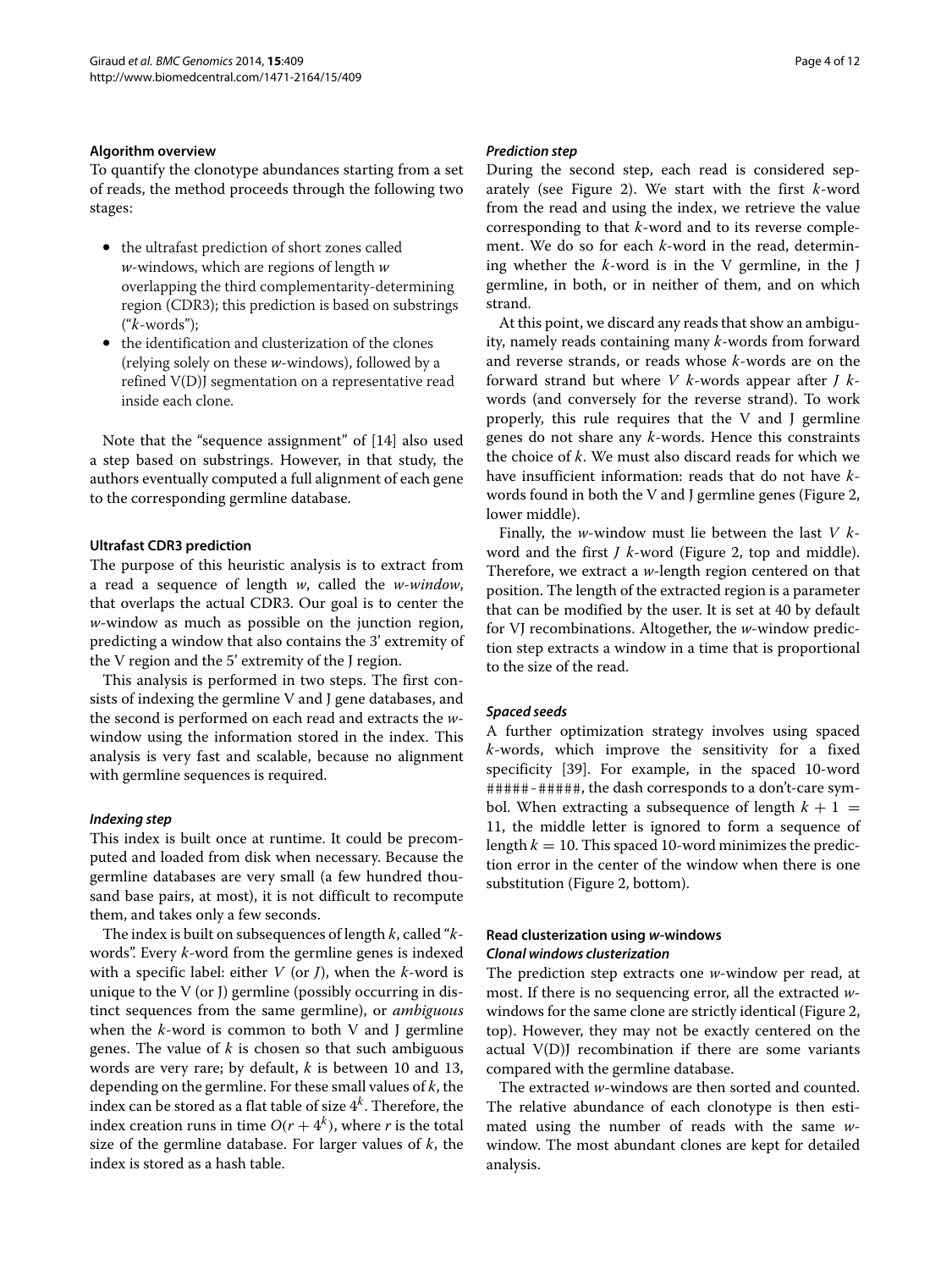### Algorithm overview

To quantify the clonotype abundances starting from a set of reads, the method proceeds through the following two stages:

- the ultrafast prediction of short zones called *w*-windows, which are regions of length *w* overlapping the third complementarity-determining region (CDR3); this prediction is based on substrings ("*k*-words");
- the identification and clusterization of the clones (relying solely on these *w*-windows), followed by a refined V(D)J segmentation on a representative read inside each clone.

Note that the "sequence assignment" of [14] also used a step based on substrings. However, in that study, the authors eventually computed a full alignment of each gene to the corresponding germline database.

### Ultrafast CDR3 prediction

The purpose of this heuristic analysis is to extract from a read a sequence of length *w*, called the *w-window*, that overlaps the actual CDR3. Our goal is to center the *w*-window as much as possible on the junction region, predicting a window that also contains the 3' extremity of the V region and the 5' extremity of the J region.

This analysis is performed in two steps. The first consists of indexing the germline V and J gene databases, and the second is performed on each read and extracts the *w*-window using the information stored in the index. This analysis is very fast and scalable, because no alignment with germline sequences is required.

#### *Indexing step*

This index is built once at runtime. It could be precomputed and loaded from disk when necessary. Because the germline databases are very small (a few hundred thousand base pairs, at most), it is not difficult to recompute them, and takes only a few seconds.

The index is built on subsequences of length *k*, called "*k*-words". Every *k*-word from the germline genes is indexed with a specific label: either *V* (or *J*), when the *k*-word is unique to the V (or J) germline (possibly occurring in distinct sequences from the same germline), or *ambiguous* when the *k*-word is common to both V and J germline genes. The value of *k* is chosen so that such ambiguous words are very rare; by default, *k* is between 10 and 13, depending on the germline. For these small values of *k*, the index can be stored as a flat table of size $4^k$. Therefore, the index creation runs in time $O(r + 4^k)$, where *r* is the total size of the germline database. For larger values of *k*, the index is stored as a hash table.

#### *Prediction step*

During the second step, each read is considered separately (see Figure 2). We start with the first *k*-word from the read and using the index, we retrieve the value corresponding to that *k*-word and to its reverse complement. We do so for each *k*-word in the read, determining whether the *k*-word is in the V germline, in the J germline, in both, or in neither of them, and on which strand.

At this point, we discard any reads that show an ambiguity, namely reads containing many *k*-words from forward and reverse strands, or reads whose *k*-words are on the forward strand but where *V k*-words appear after *J k*-words (and conversely for the reverse strand). To work properly, this rule requires that the V and J germline genes do not share any *k*-words. Hence this constraints the choice of *k*. We must also discard reads for which we have insufficient information: reads that do not have *k*-words found in both the V and J germline genes (Figure 2, lower middle).

Finally, the *w*-window must lie between the last *V k*-word and the first *J k*-word (Figure 2, top and middle). Therefore, we extract a *w*-length region centered on that position. The length of the extracted region is a parameter that can be modified by the user. It is set at 40 by default for VJ recombinations. Altogether, the *w*-window prediction step extracts a window in a time that is proportional to the size of the read.

#### *Spaced seeds*

A further optimization strategy involves using spaced *k*-words, which improve the sensitivity for a fixed specificity [39]. For example, in the spaced 10-word `#####-#####`, the dash corresponds to a don't-care symbol. When extracting a subsequence of length $k + 1 = 11$, the middle letter is ignored to form a sequence of length $k = 10$. This spaced 10-word minimizes the prediction error in the center of the window when there is one substitution (Figure 2, bottom).

### Read clusterization using *w*-windows

#### *Clonal windows clusterization*

The prediction step extracts one *w*-window per read, at most. If there is no sequencing error, all the extracted *w*-windows for the same clone are strictly identical (Figure 2, top). However, they may not be exactly centered on the actual V(D)J recombination if there are some variants compared with the germline database.

The extracted *w*-windows are then sorted and counted. The relative abundance of each clonotype is then estimated using the number of reads with the same *w*-window. The most abundant clones are kept for detailed analysis.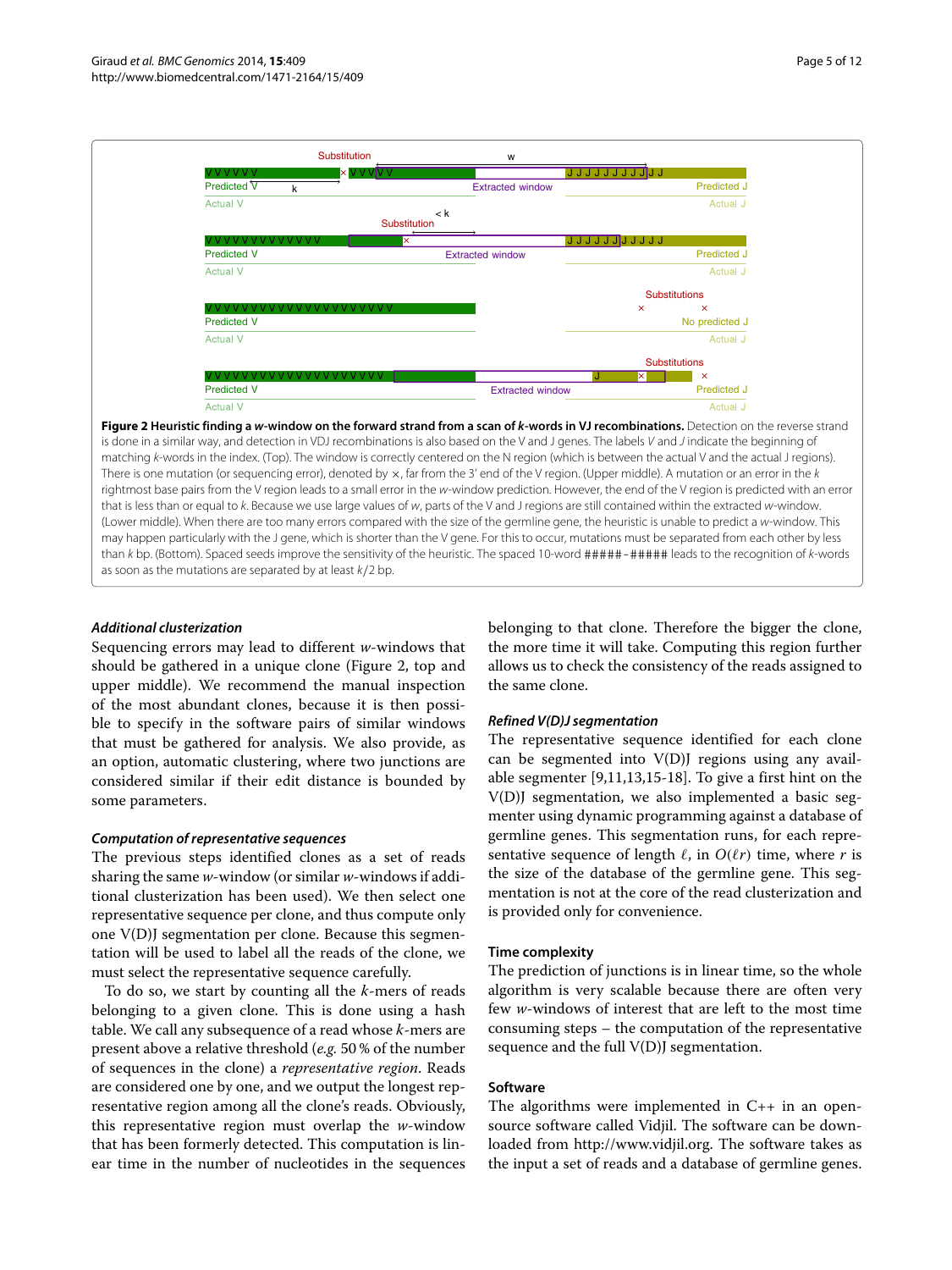**Figure 2 Heuristic finding a $w$-window on the forward strand from a scan of $k$-words in VJ recombinations.** Detection on the reverse strand is done in a similar way, and detection in VDJ recombinations is also based on the V and J genes. The labels $V$ and $J$ indicate the beginning of matching $k$-words in the index. (Top). The window is correctly centered on the N region (which is between the actual V and the actual J regions). There is one mutation (or sequencing error), denoted by ×, far from the 3′ end of the V region. (Upper middle). A mutation or an error in the $k$ rightmost base pairs from the V region leads to a small error in the $w$-window prediction. However, the end of the V region is predicted with an error that is less than or equal to $k$. Because we use large values of $w$, parts of the V and J regions are still contained within the extracted $w$-window. (Lower middle). When there are too many errors compared with the size of the germline gene, the heuristic is unable to predict a $w$-window. This may happen particularly with the J gene, which is shorter than the V gene. For this to occur, mutations must be separated from each other by less than $k$ bp. (Bottom). Spaced seeds improve the sensitivity of the heuristic. The spaced 10-word #####-##### leads to the recognition of $k$-words as soon as the mutations are separated by at least $k/2$ bp.

### *Additional clusterization*

Sequencing errors may lead to different $w$-windows that should be gathered in a unique clone (Figure 2, top and upper middle). We recommend the manual inspection of the most abundant clones, because it is then possible to specify in the software pairs of similar windows that must be gathered for analysis. We also provide, as an option, automatic clustering, where two junctions are considered similar if their edit distance is bounded by some parameters.

### *Computation of representative sequences*

The previous steps identified clones as a set of reads sharing the same $w$-window (or similar $w$-windows if additional clusterization has been used). We then select one representative sequence per clone, and thus compute only one V(D)J segmentation per clone. Because this segmentation will be used to label all the reads of the clone, we must select the representative sequence carefully.

To do so, we start by counting all the $k$-mers of reads belonging to a given clone. This is done using a hash table. We call any subsequence of a read whose $k$-mers are present above a relative threshold (*e.g.* 50 % of the number of sequences in the clone) a *representative region*. Reads are considered one by one, and we output the longest representative region among all the clone's reads. Obviously, this representative region must overlap the $w$-window that has been formerly detected. This computation is linear time in the number of nucleotides in the sequences belonging to that clone. Therefore the bigger the clone, the more time it will take. Computing this region further allows us to check the consistency of the reads assigned to the same clone.

### *Refined V(D)J segmentation*

The representative sequence identified for each clone can be segmented into V(D)J regions using any available segmenter [9,11,13,15-18]. To give a first hint on the V(D)J segmentation, we also implemented a basic segmenter using dynamic programming against a database of germline genes. This segmentation runs, for each representative sequence of length $\ell$, in $O(\ell r)$ time, where $r$ is the size of the database of the germline gene. This segmentation is not at the core of the read clusterization and is provided only for convenience.

## Time complexity

The prediction of junctions is in linear time, so the whole algorithm is very scalable because there are often very few $w$-windows of interest that are left to the most time consuming steps – the computation of the representative sequence and the full V(D)J segmentation.

## Software

The algorithms were implemented in C++ in an open-source software called Vidjil. The software can be downloaded from http://www.vidjil.org. The software takes as the input a set of reads and a database of germline genes.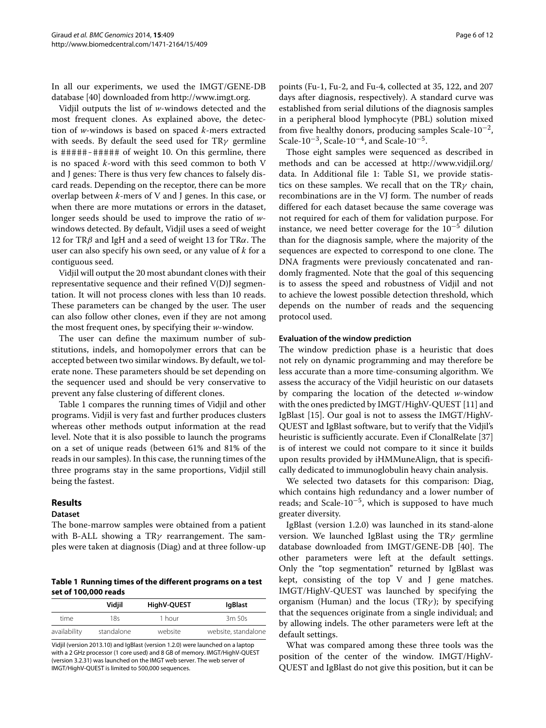In all our experiments, we used the IMGT/GENE-DB database [40] downloaded from http://www.imgt.org.

Vidjil outputs the list of *w*-windows detected and the most frequent clones. As explained above, the detection of *w*-windows is based on spaced *k*-mers extracted with seeds. By default the seed used for TR$\gamma$ germline is #####-##### of weight 10. On this germline, there is no spaced *k*-word with this seed common to both V and J genes: There is thus very few chances to falsely discard reads. Depending on the receptor, there can be more overlap between *k*-mers of V and J genes. In this case, or when there are more mutations or errors in the dataset, longer seeds should be used to improve the ratio of *w*-windows detected. By default, Vidjil uses a seed of weight 12 for TR$\beta$ and IgH and a seed of weight 13 for TR$\alpha$. The user can also specify his own seed, or any value of *k* for a contiguous seed.

Vidjil will output the 20 most abundant clones with their representative sequence and their refined V(D)J segmentation. It will not process clones with less than 10 reads. These parameters can be changed by the user. The user can also follow other clones, even if they are not among the most frequent ones, by specifying their *w*-window.

The user can define the maximum number of substitutions, indels, and homopolymer errors that can be accepted between two similar windows. By default, we tolerate none. These parameters should be set depending on the sequencer used and should be very conservative to prevent any false clustering of different clones.

Table 1 compares the running times of Vidjil and other programs. Vidjil is very fast and further produces clusters whereas other methods output information at the read level. Note that it is also possible to launch the programs on a set of unique reads (between 61% and 81% of the reads in our samples). In this case, the running times of the three programs stay in the same proportions, Vidjil still being the fastest.

## Results

### Dataset

The bone-marrow samples were obtained from a patient with B-ALL showing a TR$\gamma$ rearrangement. The samples were taken at diagnosis (Diag) and at three follow-up points (Fu-1, Fu-2, and Fu-4, collected at 35, 122, and 207 days after diagnosis, respectively). A standard curve was established from serial dilutions of the diagnosis samples in a peripheral blood lymphocyte (PBL) solution mixed from five healthy donors, producing samples Scale-$10^{-2}$, Scale-$10^{-3}$, Scale-$10^{-4}$, and Scale-$10^{-5}$.

**Table 1 Running times of the different programs on a test set of 100,000 reads**

| | Vidjil | HighV-QUEST | IgBlast |
|---|---|---|---|
| time | 18s | 1 hour | 3m 50s |
| availability | standalone | website | website, standalone |

Vidjil (version 2013.10) and IgBlast (version 1.2.0) were launched on a laptop with a 2 GHz processor (1 core used) and 8 GB of memory. IMGT/HighV-QUEST (version 3.2.31) was launched on the IMGT web server. The web server of IMGT/HighV-QUEST is limited to 500,000 sequences.

Those eight samples were sequenced as described in methods and can be accessed at http://www.vidjil.org/data. In Additional file 1: Table S1, we provide statistics on these samples. We recall that on the TR$\gamma$ chain, recombinations are in the VJ form. The number of reads differed for each dataset because the same coverage was not required for each of them for validation purpose. For instance, we need better coverage for the $10^{-5}$ dilution than for the diagnosis sample, where the majority of the sequences are expected to correspond to one clone. The DNA fragments were previously concatenated and randomly fragmented. Note that the goal of this sequencing is to assess the speed and robustness of Vidjil and not to achieve the lowest possible detection threshold, which depends on the number of reads and the sequencing protocol used.

### Evaluation of the window prediction

The window prediction phase is a heuristic that does not rely on dynamic programming and may therefore be less accurate than a more time-consuming algorithm. We assess the accuracy of the Vidjil heuristic on our datasets by comparing the location of the detected *w*-window with the ones predicted by IMGT/HighV-QUEST [11] and IgBlast [15]. Our goal is not to assess the IMGT/HighV-QUEST and IgBlast software, but to verify that the Vidjil's heuristic is sufficiently accurate. Even if ClonalRelate [37] is of interest we could not compare to it since it builds upon results provided by iHMMuneAlign, that is specifically dedicated to immunoglobulin heavy chain analysis.

We selected two datasets for this comparison: Diag, which contains high redundancy and a lower number of reads; and Scale-$10^{-5}$, which is supposed to have much greater diversity.

IgBlast (version 1.2.0) was launched in its stand-alone version. We launched IgBlast using the TR$\gamma$ germline database downloaded from IMGT/GENE-DB [40]. The other parameters were left at the default settings. Only the "top segmentation" returned by IgBlast was kept, consisting of the top V and J gene matches. IMGT/HighV-QUEST was launched by specifying the organism (Human) and the locus (TR$\gamma$); by specifying that the sequences originate from a single individual; and by allowing indels. The other parameters were left at the default settings.

What was compared among these three tools was the position of the center of the window. IMGT/HighV-QUEST and IgBlast do not give this position, but it can be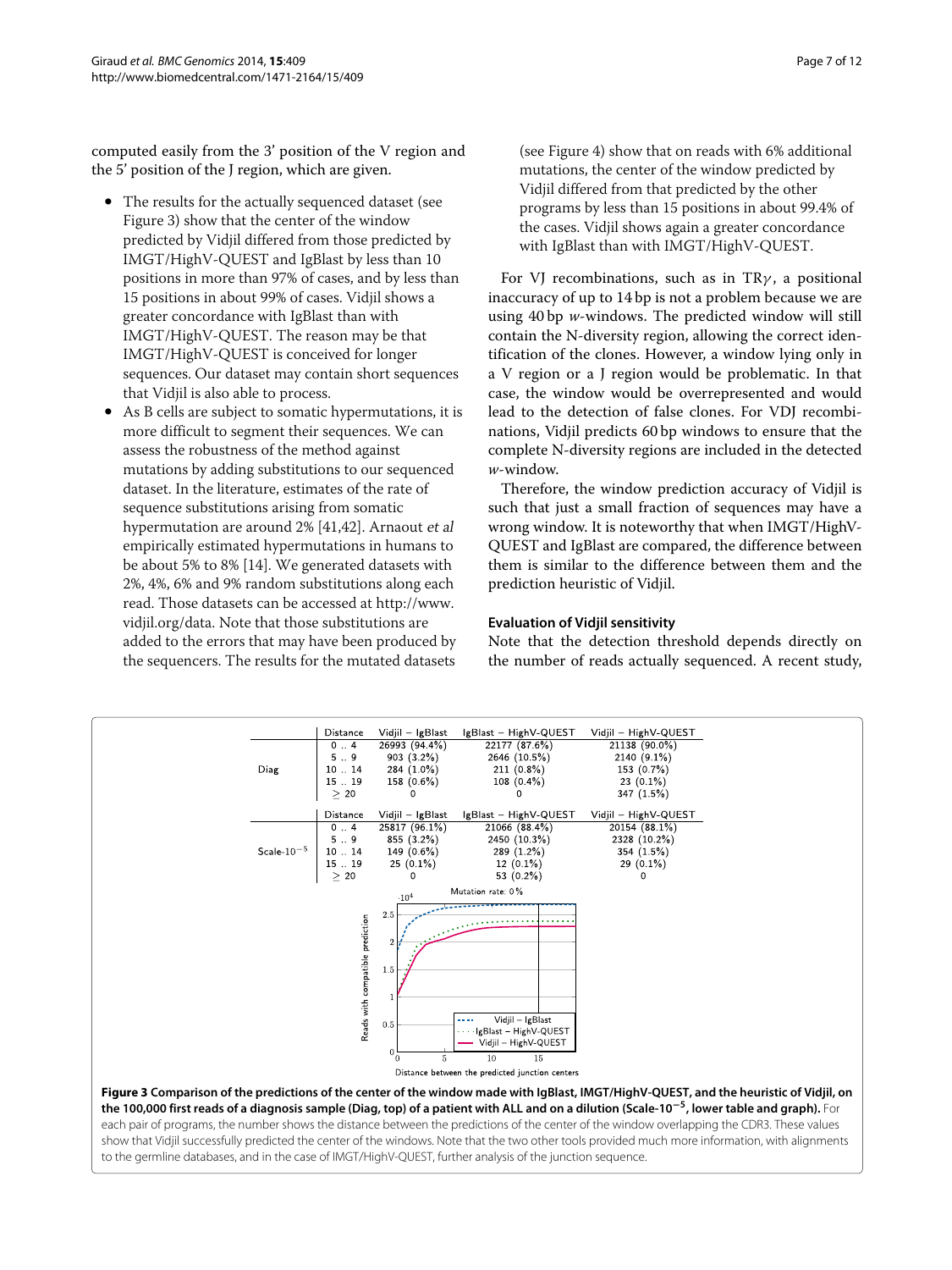computed easily from the 3' position of the V region and the 5' position of the J region, which are given.

- The results for the actually sequenced dataset (see Figure 3) show that the center of the window predicted by Vidjil differed from those predicted by IMGT/HighV-QUEST and IgBlast by less than 10 positions in more than 97% of cases, and by less than 15 positions in about 99% of cases. Vidjil shows a greater concordance with IgBlast than with IMGT/HighV-QUEST. The reason may be that IMGT/HighV-QUEST is conceived for longer sequences. Our dataset may contain short sequences that Vidjil is also able to process.
- As B cells are subject to somatic hypermutations, it is more difficult to segment their sequences. We can assess the robustness of the method against mutations by adding substitutions to our sequenced dataset. In the literature, estimates of the rate of sequence substitutions arising from somatic hypermutation are around 2% [41,42]. Arnaout *et al* empirically estimated hypermutations in humans to be about 5% to 8% [14]. We generated datasets with 2%, 4%, 6% and 9% random substitutions along each read. Those datasets can be accessed at http://www.vidjil.org/data. Note that those substitutions are added to the errors that may have been produced by the sequencers. The results for the mutated datasets (see Figure 4) show that on reads with 6% additional mutations, the center of the window predicted by Vidjil differed from that predicted by the other programs by less than 15 positions in about 99.4% of the cases. Vidjil shows again a greater concordance with IgBlast than with IMGT/HighV-QUEST.

For VJ recombinations, such as in TR$\gamma$, a positional inaccuracy of up to 14 bp is not a problem because we are using 40 bp *w*-windows. The predicted window will still contain the N-diversity region, allowing the correct identification of the clones. However, a window lying only in a V region or a J region would be problematic. In that case, the window would be overrepresented and would lead to the detection of false clones. For VDJ recombinations, Vidjil predicts 60 bp windows to ensure that the complete N-diversity regions are included in the detected *w*-window.

Therefore, the window prediction accuracy of Vidjil is such that just a small fraction of sequences may have a wrong window. It is noteworthy that when IMGT/HighV-QUEST and IgBlast are compared, the difference between them is similar to the difference between them and the prediction heuristic of Vidjil.

### Evaluation of Vidjil sensitivity

Note that the detection threshold depends directly on the number of reads actually sequenced. A recent study,

| | Distance | Vidjil – IgBlast | IgBlast – HighV-QUEST | Vidjil – HighV-QUEST |
|---|---|---|---|---|
| Diag | 0 .. 4 | 26993 (94.4%) | 22177 (87.6%) | 21138 (90.0%) |
| | 5 .. 9 | 903 (3.2%) | 2646 (10.5%) | 2140 (9.1%) |
| | 10 .. 14 | 284 (1.0%) | 211 (0.8%) | 153 (0.7%) |
| | 15 .. 19 | 158 (0.6%) | 108 (0.4%) | 23 (0.1%) |
| | ≥ 20 | 0 | 0 | 347 (1.5%) |
| | Distance | Vidjil – IgBlast | IgBlast – HighV-QUEST | Vidjil – HighV-QUEST |
| Scale-$10^{-5}$ | 0 .. 4 | 25817 (96.1%) | 21066 (88.4%) | 20154 (88.1%) |
| | 5 .. 9 | 855 (3.2%) | 2450 (10.3%) | 2328 (10.2%) |
| | 10 .. 14 | 149 (0.6%) | 289 (1.2%) | 354 (1.5%) |
| | 15 .. 19 | 25 (0.1%) | 12 (0.1%) | 29 (0.1%) |
| | ≥ 20 | 0 | 53 (0.2%) | 0 |

**Figure 3 Comparison of the predictions of the center of the window made with IgBlast, IMGT/HighV-QUEST, and the heuristic of Vidjil, on the 100,000 first reads of a diagnosis sample (Diag, top) of a patient with ALL and on a dilution (Scale-$10^{-5}$, lower table and graph).** For each pair of programs, the number shows the distance between the predictions of the center of the window overlapping the CDR3. These values show that Vidjil successfully predicted the center of the windows. Note that the two other tools provided much more information, with alignments to the germline databases, and in the case of IMGT/HighV-QUEST, further analysis of the junction sequence.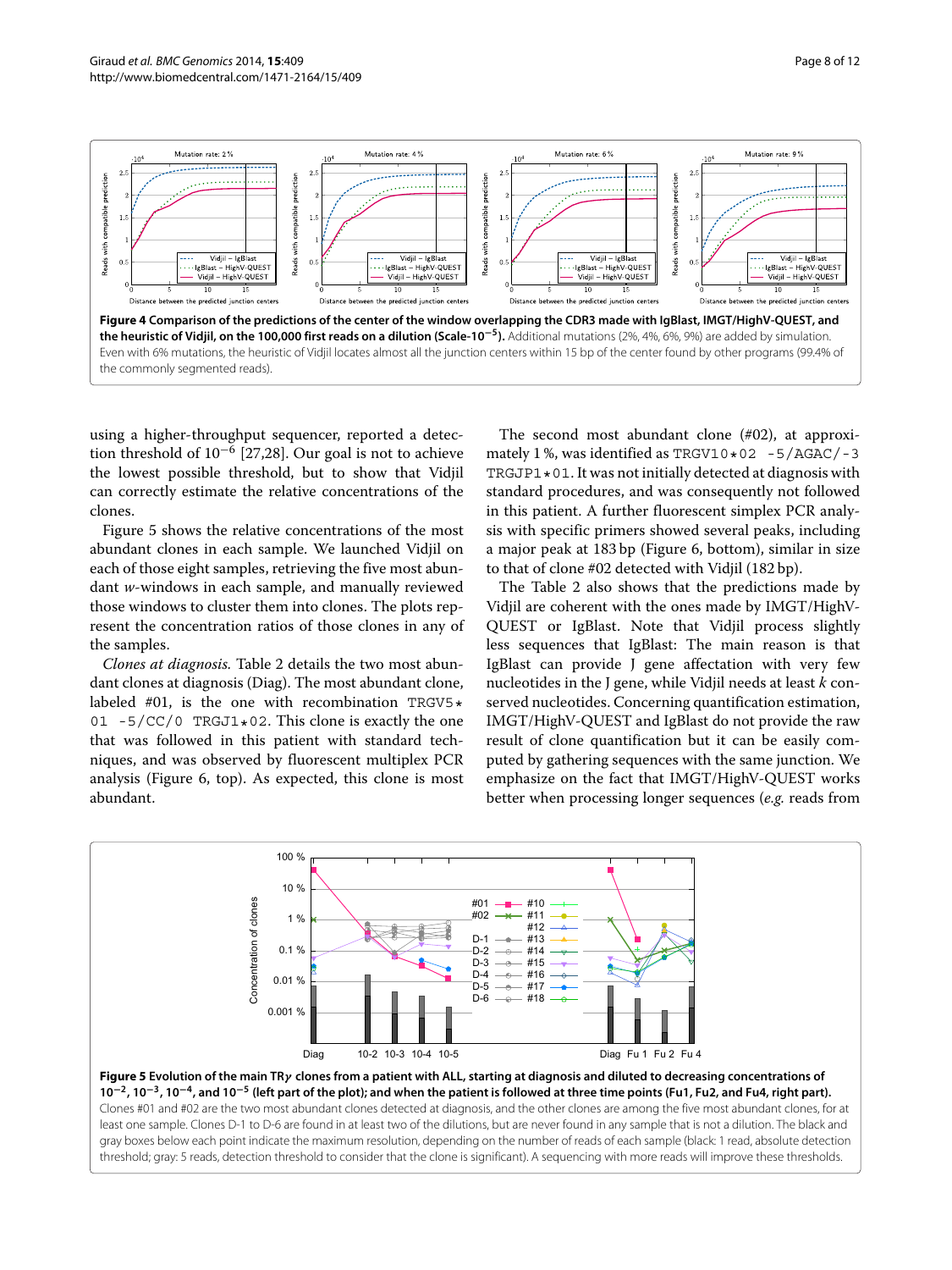**Figure 4 Comparison of the predictions of the center of the window overlapping the CDR3 made with IgBlast, IMGT/HighV-QUEST, and the heuristic of Vidjil, on the 100,000 first reads on a dilution (Scale-$10^{-5}$).** Additional mutations (2%, 4%, 6%, 9%) are added by simulation. Even with 6% mutations, the heuristic of Vidjil locates almost all the junction centers within 15 bp of the center found by other programs (99.4% of the commonly segmented reads).

using a higher-throughput sequencer, reported a detection threshold of $10^{-6}$ [27,28]. Our goal is not to achieve the lowest possible threshold, but to show that Vidjil can correctly estimate the relative concentrations of the clones.

Figure 5 shows the relative concentrations of the most abundant clones in each sample. We launched Vidjil on each of those eight samples, retrieving the five most abundant $w$-windows in each sample, and manually reviewed those windows to cluster them into clones. The plots represent the concentration ratios of those clones in any of the samples.

*Clones at diagnosis.* Table 2 details the two most abundant clones at diagnosis (Diag). The most abundant clone, labeled #01, is the one with recombination `TRGV5*01 -5/CC/0 TRGJ1*02`. This clone is exactly the one that was followed in this patient with standard techniques, and was observed by fluorescent multiplex PCR analysis (Figure 6, top). As expected, this clone is most abundant.

The second most abundant clone (#02), at approximately 1 %, was identified as `TRGV10*02 -5/AGAC/-3 TRGJP1*01`. It was not initially detected at diagnosis with standard procedures, and was consequently not followed in this patient. A further fluorescent simplex PCR analysis with specific primers showed several peaks, including a major peak at 183 bp (Figure 6, bottom), similar in size to that of clone #02 detected with Vidjil (182 bp).

The Table 2 also shows that the predictions made by Vidjil are coherent with the ones made by IMGT/HighV-QUEST or IgBlast. Note that Vidjil process slightly less sequences that IgBlast: The main reason is that IgBlast can provide J gene affectation with very few nucleotides in the J gene, while Vidjil needs at least $k$ conserved nucleotides. Concerning quantification estimation, IMGT/HighV-QUEST and IgBlast do not provide the raw result of clone quantification but it can be easily computed by gathering sequences with the same junction. We emphasize on the fact that IMGT/HighV-QUEST works better when processing longer sequences (*e.g.* reads from

**Figure 5 Evolution of the main TR$\gamma$ clones from a patient with ALL, starting at diagnosis and diluted to decreasing concentrations of $10^{-2}$, $10^{-3}$, $10^{-4}$, and $10^{-5}$ (left part of the plot); and when the patient is followed at three time points (Fu1, Fu2, and Fu4, right part).** Clones #01 and #02 are the two most abundant clones detected at diagnosis, and the other clones are among the five most abundant clones, for at least one sample. Clones D-1 to D-6 are found in at least two of the dilutions, but are never found in any sample that is not a dilution. The black and gray boxes below each point indicate the maximum resolution, depending on the number of reads of each sample (black: 1 read, absolute detection threshold; gray: 5 reads, detection threshold to consider that the clone is significant). A sequencing with more reads will improve these thresholds.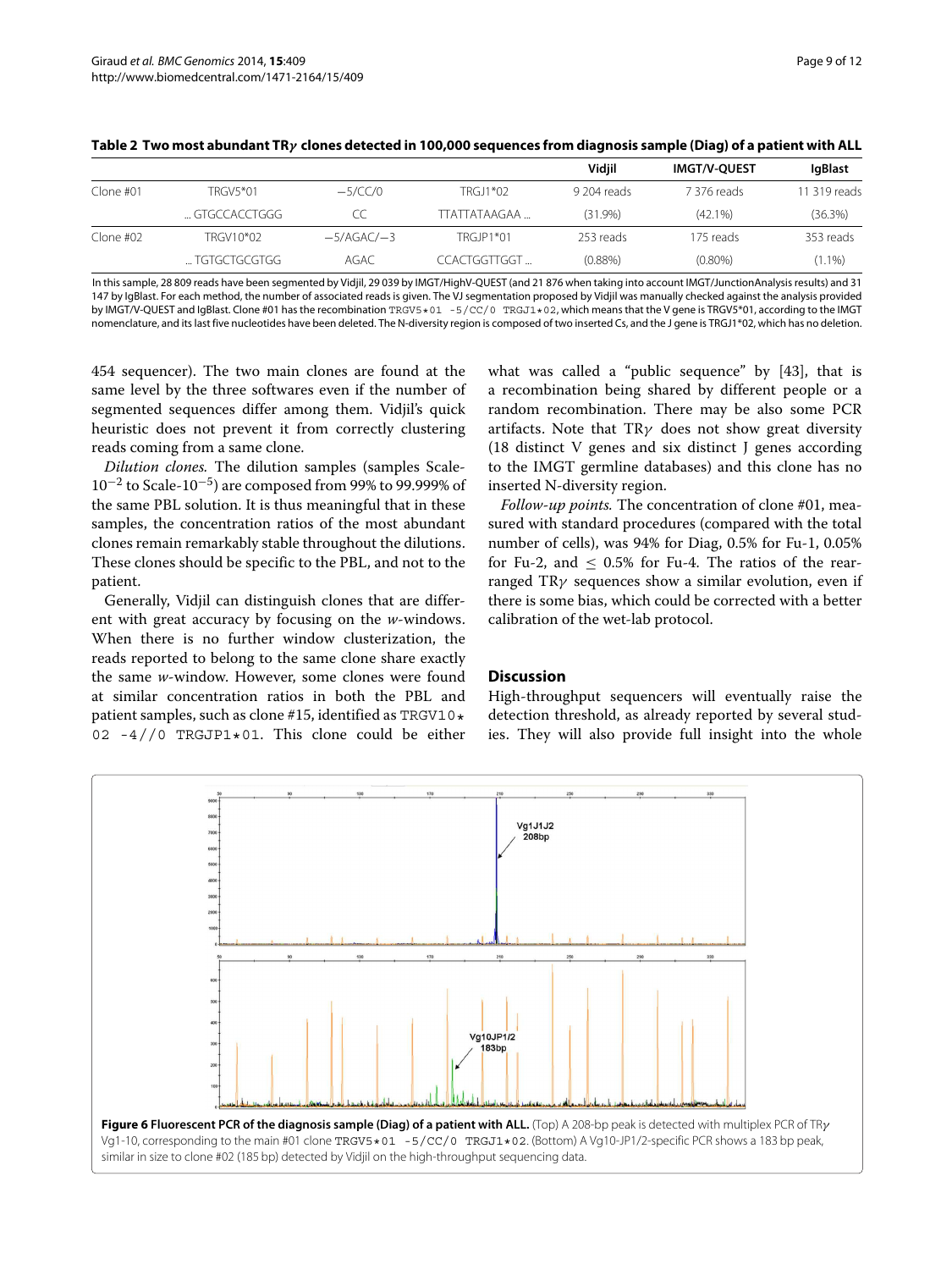**Table 2 Two most abundant TRγ clones detected in 100,000 sequences from diagnosis sample (Diag) of a patient with ALL**

| | | | | Vidjil | IMGT/V-QUEST | IgBlast |
|---|---|---|---|---|---|---|
| Clone #01 | TRGV5*01 | −5/CC/0 | TRGJ1*02 | 9 204 reads | 7 376 reads | 11 319 reads |
| | ... GTGCCACCTGGG | CC | TTATTATAAGAA ... | (31.9%) | (42.1%) | (36.3%) |
| Clone #02 | TRGV10*02 | −5/AGAC/−3 | TRGJP1*01 | 253 reads | 175 reads | 353 reads |
| | ... TGTGCTGCGTGG | AGAC | CCACTGGTTGGT ... | (0.88%) | (0.80%) | (1.1%) |

In this sample, 28 809 reads have been segmented by Vidjil, 29 039 by IMGT/HighV-QUEST (and 21 876 when taking into account IMGT/JunctionAnalysis results) and 31 147 by IgBlast. For each method, the number of associated reads is given. The VJ segmentation proposed by Vidjil was manually checked against the analysis provided by IMGT/V-QUEST and IgBlast. Clone #01 has the recombination `TRGV5*01 -5/CC/0 TRGJ1*02`, which means that the V gene is TRGV5*01, according to the IMGT nomenclature, and its last five nucleotides have been deleted. The N-diversity region is composed of two inserted Cs, and the J gene is TRGJ1*02, which has no deletion.

454 sequencer). The two main clones are found at the same level by the three softwares even if the number of segmented sequences differ among them. Vidjil's quick heuristic does not prevent it from correctly clustering reads coming from a same clone.

*Dilution clones.* The dilution samples (samples Scale-$10^{-2}$ to Scale-$10^{-5}$) are composed from 99% to 99.999% of the same PBL solution. It is thus meaningful that in these samples, the concentration ratios of the most abundant clones remain remarkably stable throughout the dilutions. These clones should be specific to the PBL, and not to the patient.

Generally, Vidjil can distinguish clones that are different with great accuracy by focusing on the *w*-windows. When there is no further window clusterization, the reads reported to belong to the same clone share exactly the same *w*-window. However, some clones were found at similar concentration ratios in both the PBL and patient samples, such as clone #15, identified as `TRGV10*02 -4//0 TRGJP1*01`. This clone could be either what was called a "public sequence" by [43], that is a recombination being shared by different people or a random recombination. There may be also some PCR artifacts. Note that TRγ does not show great diversity (18 distinct V genes and six distinct J genes according to the IMGT germline databases) and this clone has no inserted N-diversity region.

*Follow-up points.* The concentration of clone #01, measured with standard procedures (compared with the total number of cells), was 94% for Diag, 0.5% for Fu-1, 0.05% for Fu-2, and $\leq$ 0.5% for Fu-4. The ratios of the rearranged TRγ sequences show a similar evolution, even if there is some bias, which could be corrected with a better calibration of the wet-lab protocol.

## Discussion

High-throughput sequencers will eventually raise the detection threshold, as already reported by several studies. They will also provide full insight into the whole

**Figure 6 Fluorescent PCR of the diagnosis sample (Diag) of a patient with ALL.** (Top) A 208-bp peak is detected with multiplex PCR of TRγ Vg1-10, corresponding to the main #01 clone `TRGV5*01 -5/CC/0 TRGJ1*02`. (Bottom) A Vg10-JP1/2-specific PCR shows a 183 bp peak, similar in size to clone #02 (185 bp) detected by Vidjil on the high-throughput sequencing data.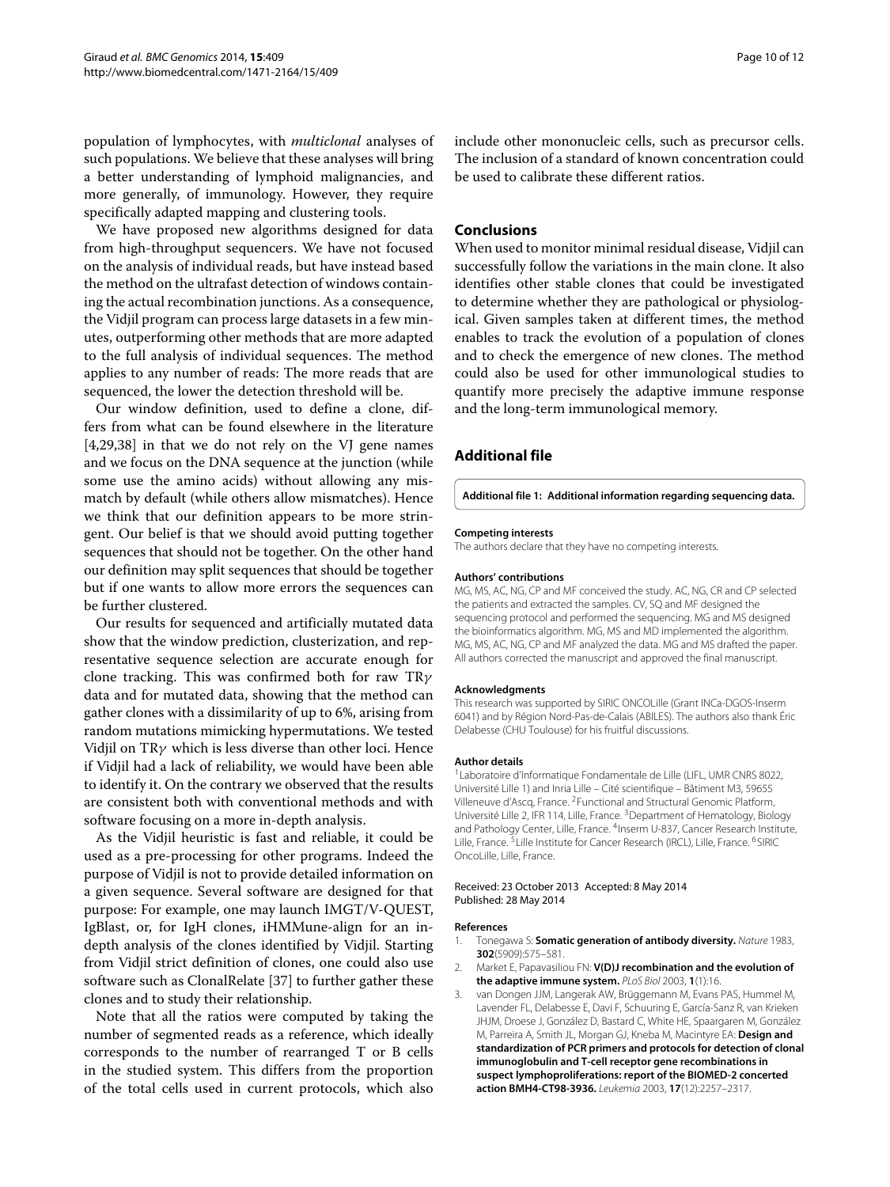population of lymphocytes, with *multiclonal* analyses of such populations. We believe that these analyses will bring a better understanding of lymphoid malignancies, and more generally, of immunology. However, they require specifically adapted mapping and clustering tools.

We have proposed new algorithms designed for data from high-throughput sequencers. We have not focused on the analysis of individual reads, but have instead based the method on the ultrafast detection of windows containing the actual recombination junctions. As a consequence, the Vidjil program can process large datasets in a few minutes, outperforming other methods that are more adapted to the full analysis of individual sequences. The method applies to any number of reads: The more reads that are sequenced, the lower the detection threshold will be.

Our window definition, used to define a clone, differs from what can be found elsewhere in the literature [4,29,38] in that we do not rely on the VJ gene names and we focus on the DNA sequence at the junction (while some use the amino acids) without allowing any mismatch by default (while others allow mismatches). Hence we think that our definition appears to be more stringent. Our belief is that we should avoid putting together sequences that should not be together. On the other hand our definition may split sequences that should be together but if one wants to allow more errors the sequences can be further clustered.

Our results for sequenced and artificially mutated data show that the window prediction, clusterization, and representative sequence selection are accurate enough for clone tracking. This was confirmed both for raw TR$\gamma$ data and for mutated data, showing that the method can gather clones with a dissimilarity of up to 6%, arising from random mutations mimicking hypermutations. We tested Vidjil on TR$\gamma$ which is less diverse than other loci. Hence if Vidjil had a lack of reliability, we would have been able to identify it. On the contrary we observed that the results are consistent both with conventional methods and with software focusing on a more in-depth analysis.

As the Vidjil heuristic is fast and reliable, it could be used as a pre-processing for other programs. Indeed the purpose of Vidjil is not to provide detailed information on a given sequence. Several software are designed for that purpose: For example, one may launch IMGT/V-QUEST, IgBlast, or, for IgH clones, iHMMune-align for an in-depth analysis of the clones identified by Vidjil. Starting from Vidjil strict definition of clones, one could also use software such as ClonalRelate [37] to further gather these clones and to study their relationship.

Note that all the ratios were computed by taking the number of segmented reads as a reference, which ideally corresponds to the number of rearranged T or B cells in the studied system. This differs from the proportion of the total cells used in current protocols, which also include other mononucleic cells, such as precursor cells. The inclusion of a standard of known concentration could be used to calibrate these different ratios.

## Conclusions

When used to monitor minimal residual disease, Vidjil can successfully follow the variations in the main clone. It also identifies other stable clones that could be investigated to determine whether they are pathological or physiological. Given samples taken at different times, the method enables to track the evolution of a population of clones and to check the emergence of new clones. The method could also be used for other immunological studies to quantify more precisely the adaptive immune response and the long-term immunological memory.

## Additional file

**Additional file 1: Additional information regarding sequencing data.**

#### Competing interests

The authors declare that they have no competing interests.

#### Authors' contributions

MG, MS, AC, NG, CP and MF conceived the study. AC, NG, CR and CP selected the patients and extracted the samples. CV, SQ and MF designed the sequencing protocol and performed the sequencing. MG and MS designed the bioinformatics algorithm. MG, MS and MD implemented the algorithm. MG, MS, AC, NG, CP and MF analyzed the data. MG and MS drafted the paper. All authors corrected the manuscript and approved the final manuscript.

#### Acknowledgments

This research was supported by SIRIC ONCOLille (Grant INCa-DGOS-Inserm 6041) and by Région Nord-Pas-de-Calais (ABILES). The authors also thank Éric Delabesse (CHU Toulouse) for his fruitful discussions.

#### Author details

[1]Laboratoire d'Informatique Fondamentale de Lille (LIFL, UMR CNRS 8022, Université Lille 1) and Inria Lille – Cité scientifique – Bâtiment M3, 59655 Villeneuve d'Ascq, France. [2]Functional and Structural Genomic Platform, Université Lille 2, IFR 114, Lille, France. [3]Department of Hematology, Biology and Pathology Center, Lille, France. [4]Inserm U-837, Cancer Research Institute, Lille, France. [5]Lille Institute for Cancer Research (IRCL), Lille, France. [6]SIRIC OncoLille, Lille, France.

Received: 23 October 2013 Accepted: 8 May 2014
Published: 28 May 2014

#### References

1. Tonegawa S: **Somatic generation of antibody diversity.** *Nature* 1983, **302**(5909):575–581.
2. Market E, Papavasiliou FN: **V(D)J recombination and the evolution of the adaptive immune system.** *PLoS Biol* 2003, **1**(1):16.
3. van Dongen JJM, Langerak AW, Brüggemann M, Evans PAS, Hummel M, Lavender FL, Delabesse E, Davi F, Schuuring E, García-Sanz R, van Krieken JHJM, Droese J, González D, Bastard C, White HE, Spaargaren M, González M, Parreira A, Smith JL, Morgan GJ, Kneba M, Macintyre EA: **Design and standardization of PCR primers and protocols for detection of clonal immunoglobulin and T-cell receptor gene recombinations in suspect lymphoproliferations: report of the BIOMED-2 concerted action BMH4-CT98-3936.** *Leukemia* 2003, **17**(12):2257–2317.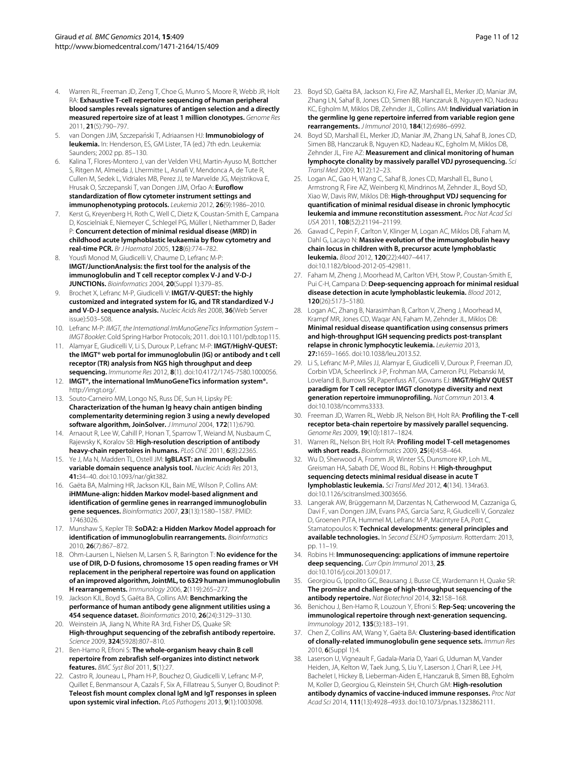4. Warren RL, Freeman JD, Zeng T, Choe G, Munro S, Moore R, Webb JR, Holt RA: **Exhaustive T-cell repertoire sequencing of human peripheral blood samples reveals signatures of antigen selection and a directly measured repertoire size of at least 1 million clonotypes.** *Genome Res* 2011, **21**(5):790–797.
5. van Dongen JJM, Szczepański T, Adriaansen HJ: **Immunobiology of leukemia.** In: Henderson, ES, GM Lister, TA (ed.) 7th edn. Leukemia: Saunders; 2002 pp. 85–130.
6. Kalina T, Flores-Montero J, van der Velden VHJ, Martin-Ayuso M, Bottcher S, Ritgen M, Almeida J, Lhermitte L, Asnafi V, Mendonca A, de Tute R, Cullen M, Sedek L, Vidriales MB, Perez JJ, te Marvelde JG, Mejstrikova E, Hrusak O, Szczepanski T, van Dongen JJM, Orfao A: **Euroflow standardization of flow cytometer instrument settings and immunophenotyping protocols.** *Leukemia* 2012, **26**(9):1986–2010.
7. Kerst G, Kreyenberg H, Roth C, Well C, Dietz K, Coustan-Smith E, Campana D, Koscielniak E, Niemeyer C, Schlegel PG, Müller I, Niethammer D, Bader P: **Concurrent detection of minimal residual disease (MRD) in childhood acute lymphoblastic leukaemia by flow cytometry and real-time PCR.** *Br J Haematol* 2005, **128**(6):774–782.
8. Yousfi Monod M, Giudicelli V, Chaume D, Lefranc M-P: **IMGT/JunctionAnalysis: the first tool for the analysis of the immunoglobulin and T cell receptor complex V-J and V-D-J JUNCTIONs.** *Bioinformatics* 2004, **20**(Suppl 1):379–85.
9. Brochet X, Lefranc M-P, Giudicelli V: **IMGT/V-QUEST: the highly customized and integrated system for IG, and TR standardized V-J and V-D-J sequence analysis.** *Nucleic Acids Res* 2008, **36**(Web Server issue):503–508.
10. Lefranc M-P: *IMGT, the International ImMunoGeneTics Information System – IMGT Booklet*: Cold Spring Harbor Protocols; 2011. doi:10.1101/pdb.top115.
11. Alamyar E, Giudicelli V, Li S, Duroux P, Lefranc M-P: **IMGT/HighV-QUEST: the IMGT® web portal for immunoglobulin (IG) or antibody and t cell receptor (TR) analysis from NGS high throughput and deep sequencing.** *Immunome Res* 2012, **8**(1). doi:10.4172/1745-7580.1000056.
12. **IMGT®, the international ImMunoGeneTics information system®.** http://imgt.org/.
13. Souto-Carneiro MM, Longo NS, Russ DE, Sun H, Lipsky PE: **Characterization of the human Ig heavy chain antigen binding complementarity determining region 3 using a newly developed software algorithm, JoinSolver.** *J Immunol* 2004, **172**(11):6790.
14. Arnaout R, Lee W, Cahill P, Honan T, Sparrow T, Weiand M, Nusbaum C, Rajewsky K, Koralov SB: **High-resolution description of antibody heavy-chain repertoires in humans.** *PLoS ONE* 2011, **6**(8):22365.
15. Ye J, Ma N, Madden TL, Ostell JM: **IgBLAST: an immunoglobulin variable domain sequence analysis tool.** *Nucleic Acids Res* 2013, **41:**34–40. doi:10.1093/nar/gkt382.
16. Gaëta BA, Malming HR, Jackson KJL, Bain ME, Wilson P, Collins AM: **iHMMune-align: hidden Markov model-based alignment and identification of germline genes in rearranged immunoglobulin gene sequences.** *Bioinformatics* 2007, **23**(13):1580–1587. PMID: 17463026.
17. Munshaw S, Kepler TB: **SoDA2: a Hidden Markov Model approach for identification of immunoglobulin rearrangements.** *Bioinformatics* 2010, **26**(7):867–872.
18. Ohm-Laursen L, Nielsen M, Larsen S. R, Barington T: **No evidence for the use of DIR, D-D fusions, chromosome 15 open reading frames or VH replacement in the peripheral repertoire was found on application of an improved algorithm, JointML, to 6329 human immunoglobulin H rearrangements.** *Immunology* 2006, **2**(119):265–277.
19. Jackson KJL, Boyd S, Gaëta BA, Collins AM: **Benchmarking the performance of human antibody gene alignment utilities using a 454 sequence dataset.** *Bioinformatics* 2010, **26**(24):3129–3130.
20. Weinstein JA, Jiang N, White RA 3rd, Fisher DS, Quake SR: **High-throughput sequencing of the zebrafish antibody repertoire.** *Science* 2009, **324**(5928):807–810.
21. Ben-Hamo R, Efroni S: **The whole-organism heavy chain B cell repertoire from zebrafish self-organizes into distinct network features.** *BMC Syst Biol* 2011, **5**(1):27.
22. Castro R, Jouneau L, Pham H-P, Bouchez O, Giudicelli V, Lefranc M-P, Quillet E, Benmansour A, Cazals F, Six A, Fillatreau S, Sunyer O, Boudinot P: **Teleost fish mount complex clonal IgM and IgT responses in spleen upon systemic viral infection.** *PLoS Pathogens* 2013, **9**(1):1003098.
23. Boyd SD, Gaëta BA, Jackson KJ, Fire AZ, Marshall EL, Merker JD, Maniar JM, Zhang LN, Sahaf B, Jones CD, Simen BB, Hanczaruk B, Nguyen KD, Nadeau KC, Egholm M, Miklos DB, Zehnder JL, Collins AM: **Individual variation in the germline Ig gene repertoire inferred from variable region gene rearrangements.** *J Immunol* 2010, **184**(12):6986–6992.
24. Boyd SD, Marshall EL, Merker JD, Maniar JM, Zhang LN, Sahaf B, Jones CD, Simen BB, Hanczaruk B, Nguyen KD, Nadeau KC, Egholm M, Miklos DB, Zehnder JL, Fire AZ: **Measurement and clinical monitoring of human lymphocyte clonality by massively parallel VDJ pyrosequencing.** *Sci Transl Med* 2009, **1**(12):12–23.
25. Logan AC, Gao H, Wang C, Sahaf B, Jones CD, Marshall EL, Buno I, Armstrong R, Fire AZ, Weinberg KI, Mindrinos M, Zehnder JL, Boyd SD, Xiao W, Davis RW, Miklos DB: **High-throughput VDJ sequencing for quantification of minimal residual disease in chronic lymphocytic leukemia and immune reconstitution assessment.** *Proc Nat Acad Sci USA* 2011, **108**(52):21194–21199.
26. Gawad C, Pepin F, Carlton V, Klinger M, Logan AC, Miklos DB, Faham M, Dahl G, Lacayo N: **Massive evolution of the immunoglobulin heavy chain locus in children with B, precursor acute lymphoblastic leukemia.** *Blood* 2012, **120**(22):4407–4417. doi:10.1182/blood-2012-05-429811.
27. Faham M, Zheng J, Moorhead M, Carlton VEH, Stow P, Coustan-Smith E, Pui C-H, Campana D: **Deep-sequencing approach for minimal residual disease detection in acute lymphoblastic leukemia.** *Blood* 2012, **120**(26):5173–5180.
28. Logan AC, Zhang B, Narasimhan B, Carlton V, Zheng J, Moorhead M, Krampf MR, Jones CD, Waqar AN, Faham M, Zehnder JL, Miklos DB: **Minimal residual disease quantification using consensus primers and high-throughput IGH sequencing predicts post-transplant relapse in chronic lymphocytic leukemia.** *Leukemia* 2013, **27:**1659–1665. doi:10.1038/leu.2013.52.
29. Li S, Lefranc M-P, Miles JJ, Alamyar E, Giudicelli V, Duroux P, Freeman JD, Corbin VDA, Scheerlinck J-P, Frohman MA, Cameron PU, Plebanski M, Loveland B, Burrows SR, Papenfuss AT, Gowans EJ: **IMGT/HighV QUEST paradigm for T cell receptor IMGT clonotype diversity and next generation repertoire immunoprofiling.** *Nat Commun* 2013. **4**. doi:10.1038/ncomms3333.
30. Freeman JD, Warren RL, Webb JR, Nelson BH, Holt RA: **Profiling the T-cell receptor beta-chain repertoire by massively parallel sequencing.** *Genome Res* 2009, **19**(10):1817–1824.
31. Warren RL, Nelson BH, Holt RA: **Profiling model T-cell metagenomes with short reads.** *Bioinformatics* 2009, **25**(4):458–464.
32. Wu D, Sherwood A, Fromm JR, Winter SS, Dunsmore KP, Loh ML, Greisman HA, Sabath DE, Wood BL, Robins H: **High-throughput sequencing detects minimal residual disease in acute T lymphoblastic leukemia.** *Sci Transl Med* 2012, **4**(134). 134ra63. doi:10.1126/scitranslmed.3003656.
33. Langerak AW, Brüggemann M, Darzentas N, Catherwood M, Cazzaniga G, Davi F, van Dongen JJM, Evans PAS, Garcia Sanz, R, Giudicelli V, Gonzalez D, Groenen PJTA, Hummel M, Lefranc M-P, Macintyre EA, Pott C, Stamatopoulos K: **Technical developments: general principles and available technologies.** In *Second ESLHO Symposium*. Rotterdam: 2013, pp. 11–19.
34. Robins H: **Immunosequencing: applications of immune repertoire deep sequencing.** *Curr Opin Immunol* 2013, **25**. doi:10.1016/j.coi.2013.09.017.
35. Georgiou G, Ippolito GC, Beausang J, Busse CE, Wardemann H, Quake SR: **The promise and challenge of high-throughput sequencing of the antibody repertoire.** *Nat Biotechnol* 2014, **32:**158–168.
36. Benichou J, Ben-Hamo R, Louzoun Y, Efroni S: **Rep-Seq: uncovering the immunological repertoire through next-generation sequencing.** *Immunology* 2012, **135**(3):183–191.
37. Chen Z, Collins AM, Wang Y, Gaëta BA: **Clustering-based identification of clonally-related immunoglobulin gene sequence sets.** *Immun Res* 2010, **6**(Suppl 1):4.
38. Laserson U, Vigneault F, Gadala-Maria D, Yaari G, Uduman M, Vander Heiden, JA, Kelton W, Taek Jung, S, Liu Y, Laserson J, Chari R, Lee J-H, Bachelet I, Hickey B, Lieberman-Aiden E, Hanczaruk B, Simen BB, Egholm M, Koller D, Georgiou G, Kleinstein SH, Church GM: **High-resolution antibody dynamics of vaccine-induced immune responses.** *Proc Nat Acad Sci* 2014, **111**(13):4928–4933. doi:10.1073/pnas.1323862111.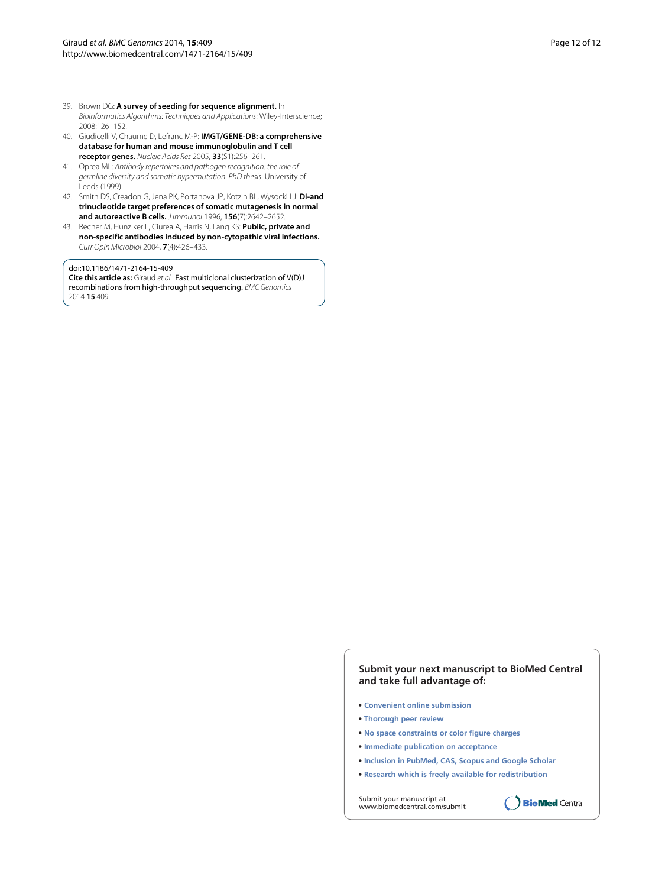39. Brown DG: **A survey of seeding for sequence alignment.** In *Bioinformatics Algorithms: Techniques and Applications*: Wiley-Interscience; 2008:126–152.
40. Giudicelli V, Chaume D, Lefranc M-P: **IMGT/GENE-DB: a comprehensive database for human and mouse immunoglobulin and T cell receptor genes.** *Nucleic Acids Res* 2005, **33**(S1):256–261.
41. Oprea ML: *Antibody repertoires and pathogen recognition: the role of germline diversity and somatic hypermutation. PhD thesis*. University of Leeds (1999).
42. Smith DS, Creadon G, Jena PK, Portanova JP, Kotzin BL, Wysocki LJ: **Di-and trinucleotide target preferences of somatic mutagenesis in normal and autoreactive B cells.** *J Immunol* 1996, **156**(7):2642–2652.
43. Recher M, Hunziker L, Ciurea A, Harris N, Lang KS: **Public, private and non-specific antibodies induced by non-cytopathic viral infections.** *Curr Opin Microbiol* 2004, **7**(4):426–433.

doi:10.1186/1471-2164-15-409
**Cite this article as:** Giraud *et al.*: Fast multiclonal clusterization of V(D)J recombinations from high-throughput sequencing. *BMC Genomics* 2014 **15**:409.

**Submit your next manuscript to BioMed Central and take full advantage of:**

- **Convenient online submission**
- **Thorough peer review**
- **No space constraints or color figure charges**
- **Immediate publication on acceptance**
- **Inclusion in PubMed, CAS, Scopus and Google Scholar**
- **Research which is freely available for redistribution**

Submit your manuscript at
www.biomedcentral.com/submit

BioMed Central